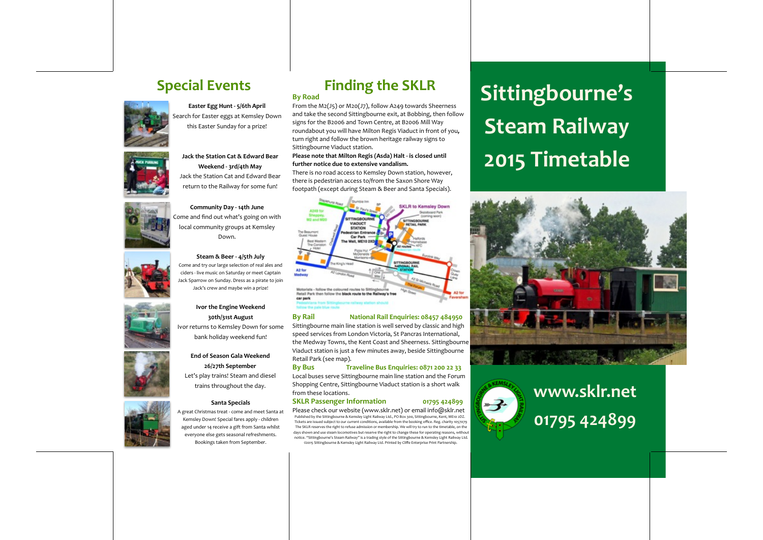## Special Events

**Easter Egg Hunt - 5/6th April**
Search for Easter eggs at Kemsley Down this Easter Sunday for a prize!

**Jack the Station Cat & Edward Bear Weekend - 3rd/4th May**
Jack the Station Cat and Edward Bear return to the Railway for some fun!

**Community Day - 14th June**
Come and find out what's going on with local community groups at Kemsley Down.

**Steam & Beer - 4/5th July**
Come and try our large selection of real ales and ciders - live music on Saturday or meet Captain Jack Sparrow on Sunday. Dress as a pirate to join Jack's crew and maybe win a prize!

**Ivor the Engine Weekend 30th/31st August**
Ivor returns to Kemsley Down for some bank holiday weekend fun!

**End of Season Gala Weekend 26/27th September**
Let's play trains! Steam and diesel trains throughout the day.

**Santa Specials**
A great Christmas treat - come and meet Santa at Kemsley Down! Special fares apply - children aged under 14 receive a gift from Santa whilst everyone else gets seasonal refreshments. Bookings taken from September.

## Finding the SKLR

### By Road

From the M2(J5) or M20(J7), follow A249 towards Sheerness and take the second Sittingbourne exit, at Bobbing, then follow signs for the B2006 and Town Centre, at B2006 Mill Way roundabout you will have Milton Regis Viaduct in front of you, turn right and follow the brown heritage railway signs to Sittingbourne Viaduct station.

**Please note that Milton Regis (Asda) Halt - is closed until further notice due to extensive vandalism.**

There is no road access to Kemsley Down station, however, there is pedestrian access to/from the Saxon Shore Way footpath (except during Steam & Beer and Santa Specials).

Motorists - follow the coloured routes to Sittingbourne Retail Park then follow the **black route to the Railway's free car park**
Pedestrians from Sittingbourne railway station should follow the pale blue route

### By Rail — National Rail Enquiries: 08457 484950

Sittingbourne main line station is well served by classic and high speed services from London Victoria, St Pancras International, the Medway Towns, the Kent Coast and Sheerness. Sittingbourne Viaduct station is just a few minutes away, beside Sittingbourne Retail Park (see map).

### By Bus — Traveline Bus Enquiries: 0871 200 22 33

Local buses serve Sittingbourne main line station and the Forum Shopping Centre, Sittingbourne Viaduct station is a short walk from these locations.

### SKLR Passenger Information — 01795 424899

Please check our website (www.sklr.net) or email info@sklr.net

Published by the Sittingbourne & Kemsley Light Railway Ltd., PO Box 300, Sittingbourne, Kent, ME10 2DZ. Tickets are issued subject to our current conditions, available from the booking office. Reg. charity 1057979. The SKLR reserves the right to refuse admission or membership. We will try to run to the timetable, on the days shown and use steam locomotives but reserve the right to change these for operating reasons, without notice. "Sittingbourne's Steam Railway" is a trading style of the Sittingbourne & Kemsley Light Railway Ltd. ©2015 Sittingbourne & Kemsley Light Railway Ltd. Printed by Cliffe Enterprise Print Partnership.

# Sittingbourne's Steam Railway 2015 Timetable

**www.sklr.net**

**01795 424899**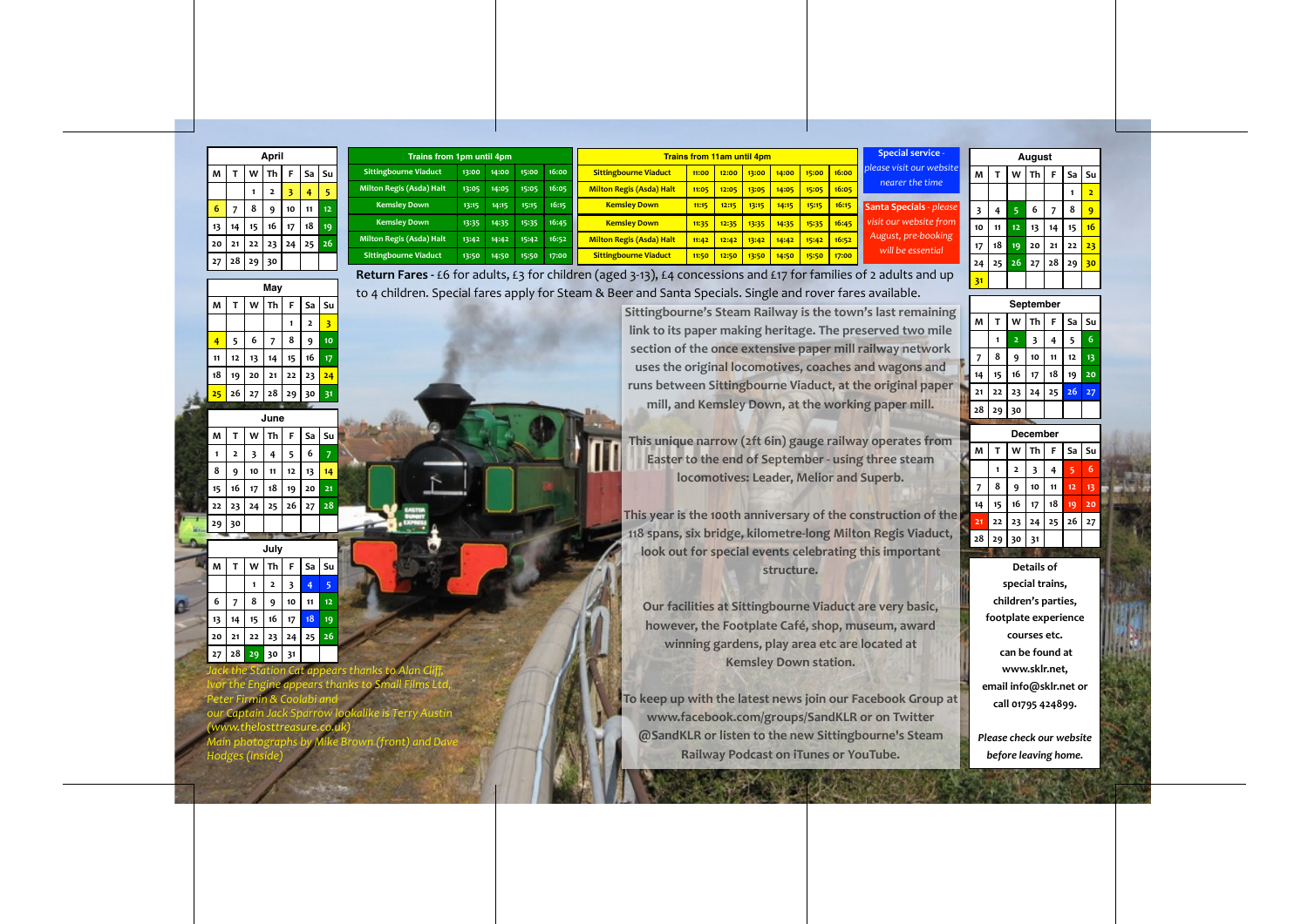| April | | | | | | |
|---|---|---|---|---|---|---|
| M | T | W | Th | F | Sa | Su |
| | | 1 | 2 | 3 | 4 | 5 |
| 6 | 7 | 8 | 9 | 10 | 11 | 12 |
| 13 | 14 | 15 | 16 | 17 | 18 | 19 |
| 20 | 21 | 22 | 23 | 24 | 25 | 26 |
| 27 | 28 | 29 | 30 | | | |

| May | | | | | | |
|---|---|---|---|---|---|---|
| M | T | W | Th | F | Sa | Su |
| | | | | 1 | 2 | 3 |
| 4 | 5 | 6 | 7 | 8 | 9 | 10 |
| 11 | 12 | 13 | 14 | 15 | 16 | 17 |
| 18 | 19 | 20 | 21 | 22 | 23 | 24 |
| 25 | 26 | 27 | 28 | 29 | 30 | 31 |

| June | | | | | | |
|---|---|---|---|---|---|---|
| M | T | W | Th | F | Sa | Su |
| 1 | 2 | 3 | 4 | 5 | 6 | 7 |
| 8 | 9 | 10 | 11 | 12 | 13 | 14 |
| 15 | 16 | 17 | 18 | 19 | 20 | 21 |
| 22 | 23 | 24 | 25 | 26 | 27 | 28 |
| 29 | 30 | | | | | |

| July | | | | | | |
|---|---|---|---|---|---|---|
| M | T | W | Th | F | Sa | Su |
| | | 1 | 2 | 3 | 4 | 5 |
| 6 | 7 | 8 | 9 | 10 | 11 | 12 |
| 13 | 14 | 15 | 16 | 17 | 18 | 19 |
| 20 | 21 | 22 | 23 | 24 | 25 | 26 |
| 27 | 28 | 29 | 30 | 31 | | |

*Jack the Station Cat appears thanks to Alan Cliff, Ivor the Engine appears thanks to Small Films Ltd, Peter Firmin & Coolabi and our Captain Jack Sparrow lookalike is Terry Austin (www.thelosttreasure.co.uk) Main photographs by Mike Brown (front) and Dave Hodges (inside)*

| Trains from 1pm until 4pm | | | | |
|---|---|---|---|---|
| Sittingbourne Viaduct | 13:00 | 14:00 | 15:00 | 16:00 |
| Milton Regis (Asda) Halt | 13:05 | 14:05 | 15:05 | 16:05 |
| Kemsley Down | 13:15 | 14:15 | 15:15 | 16:15 |
| Kemsley Down | 13:35 | 14:35 | 15:35 | 16:45 |
| Milton Regis (Asda) Halt | 13:42 | 14:42 | 15:42 | 16:52 |
| Sittingbourne Viaduct | 13:50 | 14:50 | 15:50 | 17:00 |

| Trains from 11am until 4pm | | | | | | |
|---|---|---|---|---|---|---|
| Sittingbourne Viaduct | 11:00 | 12:00 | 13:00 | 14:00 | 15:00 | 16:00 |
| Milton Regis (Asda) Halt | 11:05 | 12:05 | 13:05 | 14:05 | 15:05 | 16:05 |
| Kemsley Down | 11:15 | 12:15 | 13:15 | 14:15 | 15:15 | 16:15 |
| Kemsley Down | 11:35 | 12:35 | 13:35 | 14:35 | 15:35 | 16:45 |
| Milton Regis (Asda) Halt | 11:42 | 12:42 | 13:42 | 14:42 | 15:42 | 16:52 |
| Sittingbourne Viaduct | 11:50 | 12:50 | 13:50 | 14:50 | 15:50 | 17:00 |

**Special service** - *please visit our website nearer the time*

**Santa Specials** - *please visit our website from August, pre-booking will be essential*

**Return Fares** - £6 for adults, £3 for children (aged 3-13), £4 concessions and £17 for families of 2 adults and up to 4 children. Special fares apply for Steam & Beer and Santa Specials. Single and rover fares available.

Sittingbourne's Steam Railway is the town's last remaining link to its paper making heritage. The preserved two mile section of the once extensive paper mill railway network uses the original locomotives, coaches and wagons and runs between Sittingbourne Viaduct, at the original paper mill, and Kemsley Down, at the working paper mill.

This unique narrow (2ft 6in) gauge railway operates from Easter to the end of September - using three steam locomotives: Leader, Melior and Superb.

This year is the 100th anniversary of the construction of the 118 spans, six bridge, kilometre-long Milton Regis Viaduct, look out for special events celebrating this important structure.

Our facilities at Sittingbourne Viaduct are very basic, however, the Footplate Café, shop, museum, award winning gardens, play area etc are located at Kemsley Down station.

To keep up with the latest news join our Facebook Group at www.facebook.com/groups/SandKLR or on Twitter @SandKLR or listen to the new Sittingbourne's Steam Railway Podcast on iTunes or YouTube.

| August | | | | | | |
|---|---|---|---|---|---|---|
| M | T | W | Th | F | Sa | Su |
| | | | | | 1 | 2 |
| 3 | 4 | 5 | 6 | 7 | 8 | 9 |
| 10 | 11 | 12 | 13 | 14 | 15 | 16 |
| 17 | 18 | 19 | 20 | 21 | 22 | 23 |
| 24 | 25 | 26 | 27 | 28 | 29 | 30 |
| 31 | | | | | | |

| September | | | | | | |
|---|---|---|---|---|---|---|
| M | T | W | Th | F | Sa | Su |
| | 1 | 2 | 3 | 4 | 5 | 6 |
| 7 | 8 | 9 | 10 | 11 | 12 | 13 |
| 14 | 15 | 16 | 17 | 18 | 19 | 20 |
| 21 | 22 | 23 | 24 | 25 | 26 | 27 |
| 28 | 29 | 30 | | | | |

| December | | | | | | |
|---|---|---|---|---|---|---|
| M | T | W | Th | F | Sa | Su |
| | 1 | 2 | 3 | 4 | 5 | 6 |
| 7 | 8 | 9 | 10 | 11 | 12 | 13 |
| 14 | 15 | 16 | 17 | 18 | 19 | 20 |
| 21 | 22 | 23 | 24 | 25 | 26 | 27 |
| 28 | 29 | 30 | 31 | | | |

**Details of special trains, children's parties, footplate experience courses etc. can be found at www.sklr.net, email info@sklr.net or call 01795 424899.**

***Please check our website before leaving home.***